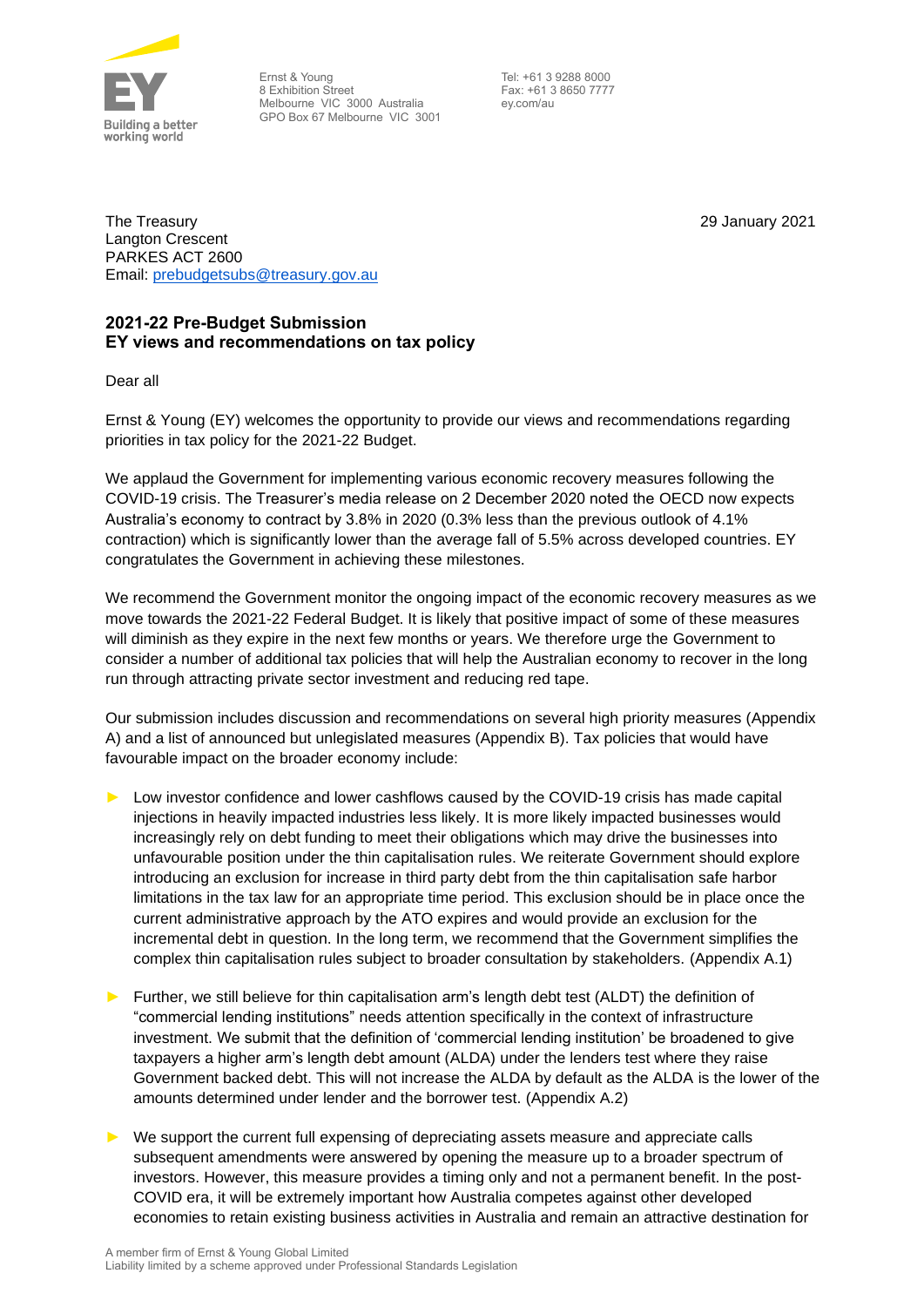Ernst & Young
8 Exhibition Street
Melbourne VIC 3000 Australia
GPO Box 67 Melbourne VIC 3001

Tel: +61 3 9288 8000
Fax: +61 3 8650 7777
ey.com/au

The Treasury
Langton Crescent
PARKES ACT 2600
Email: prebudgetsubs@treasury.gov.au

29 January 2021

**2021-22 Pre-Budget Submission**
**EY views and recommendations on tax policy**

Dear all

Ernst & Young (EY) welcomes the opportunity to provide our views and recommendations regarding priorities in tax policy for the 2021-22 Budget.

We applaud the Government for implementing various economic recovery measures following the COVID-19 crisis. The Treasurer's media release on 2 December 2020 noted the OECD now expects Australia's economy to contract by 3.8% in 2020 (0.3% less than the previous outlook of 4.1% contraction) which is significantly lower than the average fall of 5.5% across developed countries. EY congratulates the Government in achieving these milestones.

We recommend the Government monitor the ongoing impact of the economic recovery measures as we move towards the 2021-22 Federal Budget. It is likely that positive impact of some of these measures will diminish as they expire in the next few months or years. We therefore urge the Government to consider a number of additional tax policies that will help the Australian economy to recover in the long run through attracting private sector investment and reducing red tape.

Our submission includes discussion and recommendations on several high priority measures (Appendix A) and a list of announced but unlegislated measures (Appendix B). Tax policies that would have favourable impact on the broader economy include:

- Low investor confidence and lower cashflows caused by the COVID-19 crisis has made capital injections in heavily impacted industries less likely. It is more likely impacted businesses would increasingly rely on debt funding to meet their obligations which may drive the businesses into unfavourable position under the thin capitalisation rules. We reiterate Government should explore introducing an exclusion for increase in third party debt from the thin capitalisation safe harbor limitations in the tax law for an appropriate time period. This exclusion should be in place once the current administrative approach by the ATO expires and would provide an exclusion for the incremental debt in question. In the long term, we recommend that the Government simplifies the complex thin capitalisation rules subject to broader consultation by stakeholders. (Appendix A.1)
- Further, we still believe for thin capitalisation arm's length debt test (ALDT) the definition of "commercial lending institutions" needs attention specifically in the context of infrastructure investment. We submit that the definition of 'commercial lending institution' be broadened to give taxpayers a higher arm's length debt amount (ALDA) under the lenders test where they raise Government backed debt. This will not increase the ALDA by default as the ALDA is the lower of the amounts determined under lender and the borrower test. (Appendix A.2)
- We support the current full expensing of depreciating assets measure and appreciate calls subsequent amendments were answered by opening the measure up to a broader spectrum of investors. However, this measure provides a timing only and not a permanent benefit. In the post-COVID era, it will be extremely important how Australia competes against other developed economies to retain existing business activities in Australia and remain an attractive destination for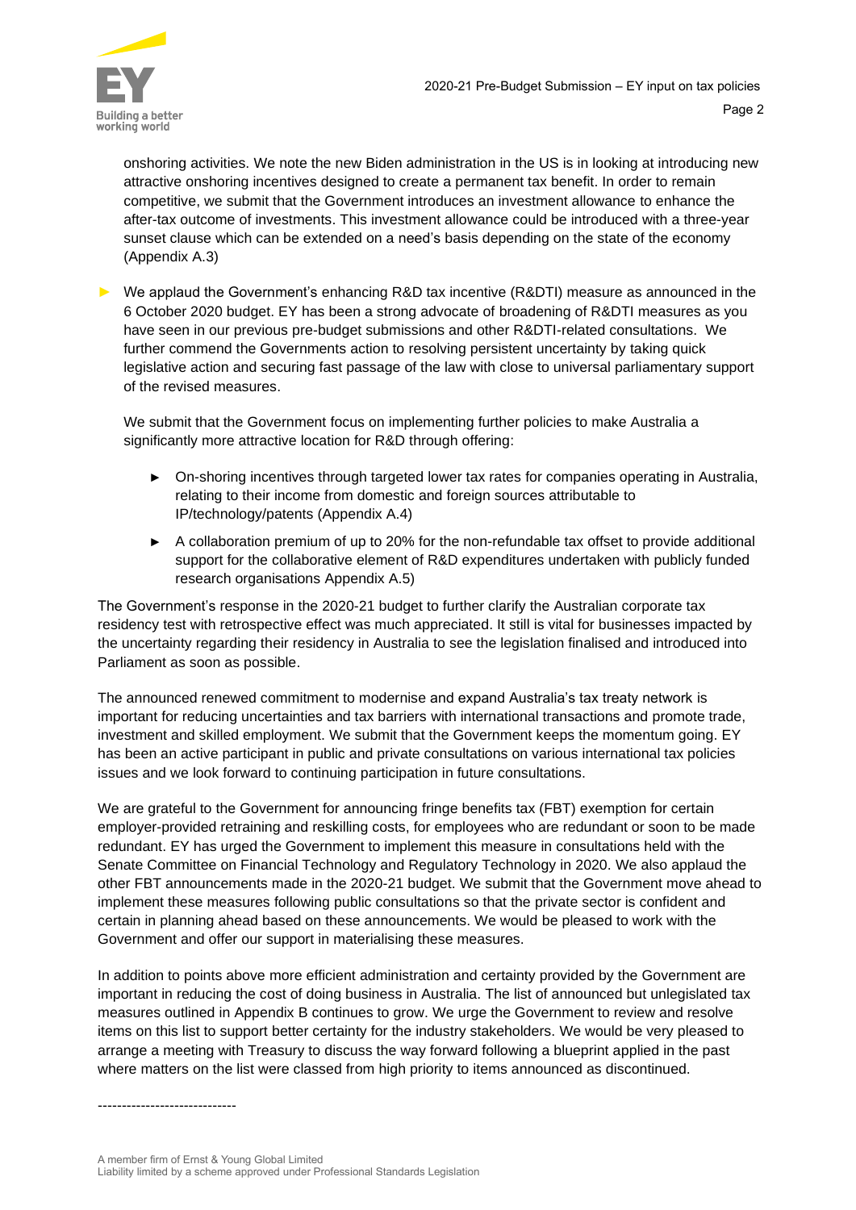onshoring activities. We note the new Biden administration in the US is in looking at introducing new attractive onshoring incentives designed to create a permanent tax benefit. In order to remain competitive, we submit that the Government introduces an investment allowance to enhance the after-tax outcome of investments. This investment allowance could be introduced with a three-year sunset clause which can be extended on a need's basis depending on the state of the economy (Appendix A.3)

- We applaud the Government's enhancing R&D tax incentive (R&DTI) measure as announced in the 6 October 2020 budget. EY has been a strong advocate of broadening of R&DTI measures as you have seen in our previous pre-budget submissions and other R&DTI-related consultations. We further commend the Governments action to resolving persistent uncertainty by taking quick legislative action and securing fast passage of the law with close to universal parliamentary support of the revised measures.

  We submit that the Government focus on implementing further policies to make Australia a significantly more attractive location for R&D through offering:

  - On-shoring incentives through targeted lower tax rates for companies operating in Australia, relating to their income from domestic and foreign sources attributable to IP/technology/patents (Appendix A.4)
  - A collaboration premium of up to 20% for the non-refundable tax offset to provide additional support for the collaborative element of R&D expenditures undertaken with publicly funded research organisations Appendix A.5)

The Government's response in the 2020-21 budget to further clarify the Australian corporate tax residency test with retrospective effect was much appreciated. It still is vital for businesses impacted by the uncertainty regarding their residency in Australia to see the legislation finalised and introduced into Parliament as soon as possible.

The announced renewed commitment to modernise and expand Australia's tax treaty network is important for reducing uncertainties and tax barriers with international transactions and promote trade, investment and skilled employment. We submit that the Government keeps the momentum going. EY has been an active participant in public and private consultations on various international tax policies issues and we look forward to continuing participation in future consultations.

We are grateful to the Government for announcing fringe benefits tax (FBT) exemption for certain employer-provided retraining and reskilling costs, for employees who are redundant or soon to be made redundant. EY has urged the Government to implement this measure in consultations held with the Senate Committee on Financial Technology and Regulatory Technology in 2020. We also applaud the other FBT announcements made in the 2020-21 budget. We submit that the Government move ahead to implement these measures following public consultations so that the private sector is confident and certain in planning ahead based on these announcements. We would be pleased to work with the Government and offer our support in materialising these measures.

In addition to points above more efficient administration and certainty provided by the Government are important in reducing the cost of doing business in Australia. The list of announced but unlegislated tax measures outlined in Appendix B continues to grow. We urge the Government to review and resolve items on this list to support better certainty for the industry stakeholders. We would be very pleased to arrange a meeting with Treasury to discuss the way forward following a blueprint applied in the past where matters on the list were classed from high priority to items announced as discontinued.

-----------------------------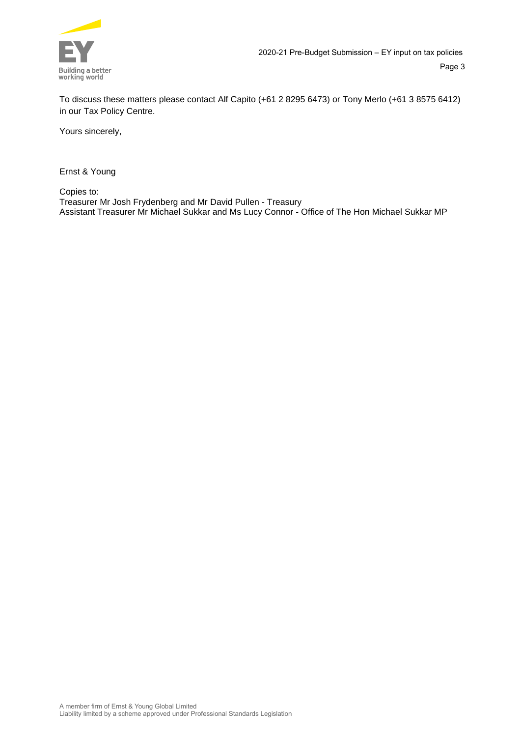To discuss these matters please contact Alf Capito (+61 2 8295 6473) or Tony Merlo (+61 3 8575 6412) in our Tax Policy Centre.

Yours sincerely,

Ernst & Young

Copies to:
Treasurer Mr Josh Frydenberg and Mr David Pullen - Treasury
Assistant Treasurer Mr Michael Sukkar and Ms Lucy Connor - Office of The Hon Michael Sukkar MP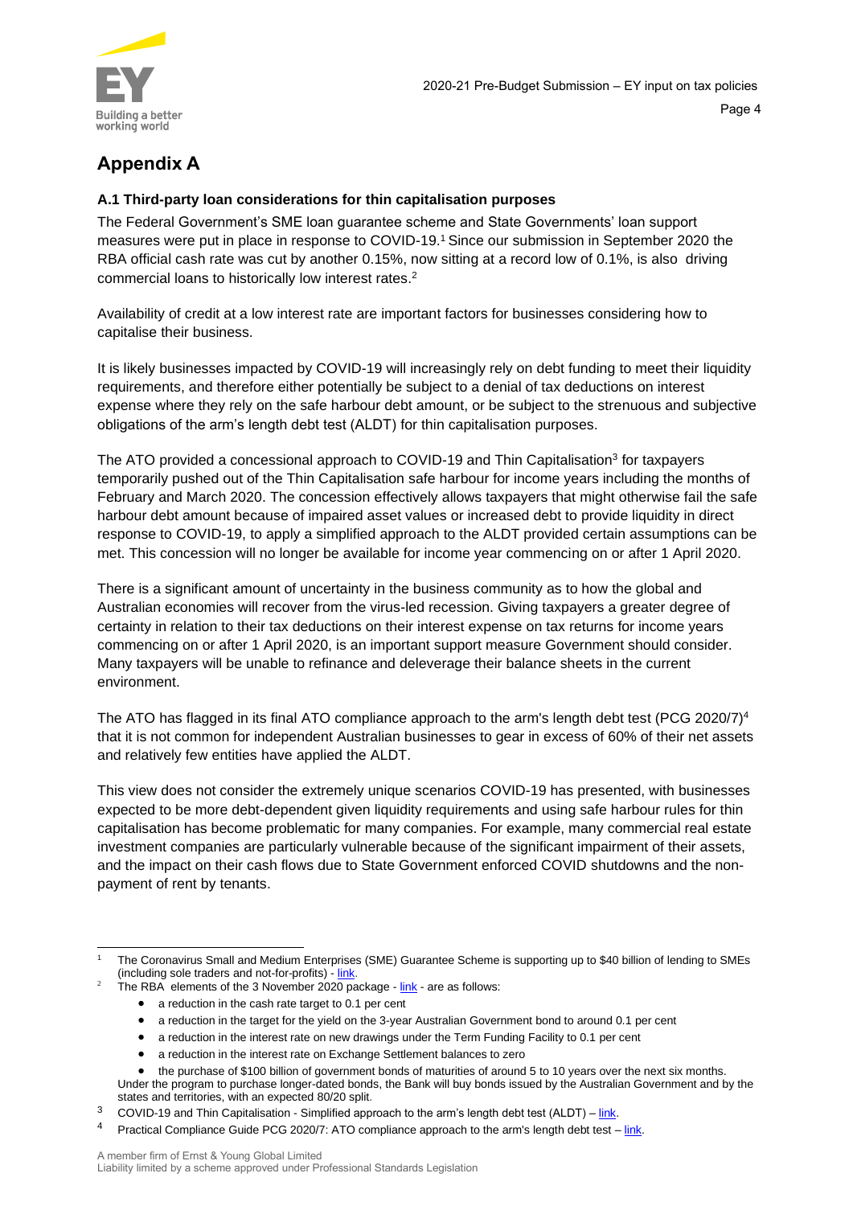# Appendix A

### A.1 Third-party loan considerations for thin capitalisation purposes

The Federal Government's SME loan guarantee scheme and State Governments' loan support measures were put in place in response to COVID-19.[1] Since our submission in September 2020 the RBA official cash rate was cut by another 0.15%, now sitting at a record low of 0.1%, is also driving commercial loans to historically low interest rates.[2]

Availability of credit at a low interest rate are important factors for businesses considering how to capitalise their business.

It is likely businesses impacted by COVID-19 will increasingly rely on debt funding to meet their liquidity requirements, and therefore either potentially be subject to a denial of tax deductions on interest expense where they rely on the safe harbour debt amount, or be subject to the strenuous and subjective obligations of the arm's length debt test (ALDT) for thin capitalisation purposes.

The ATO provided a concessional approach to COVID-19 and Thin Capitalisation[3] for taxpayers temporarily pushed out of the Thin Capitalisation safe harbour for income years including the months of February and March 2020. The concession effectively allows taxpayers that might otherwise fail the safe harbour debt amount because of impaired asset values or increased debt to provide liquidity in direct response to COVID-19, to apply a simplified approach to the ALDT provided certain assumptions can be met. This concession will no longer be available for income year commencing on or after 1 April 2020.

There is a significant amount of uncertainty in the business community as to how the global and Australian economies will recover from the virus-led recession. Giving taxpayers a greater degree of certainty in relation to their tax deductions on their interest expense on tax returns for income years commencing on or after 1 April 2020, is an important support measure Government should consider. Many taxpayers will be unable to refinance and deleverage their balance sheets in the current environment.

The ATO has flagged in its final ATO compliance approach to the arm's length debt test (PCG 2020/7)[4] that it is not common for independent Australian businesses to gear in excess of 60% of their net assets and relatively few entities have applied the ALDT.

This view does not consider the extremely unique scenarios COVID-19 has presented, with businesses expected to be more debt-dependent given liquidity requirements and using safe harbour rules for thin capitalisation has become problematic for many companies. For example, many commercial real estate investment companies are particularly vulnerable because of the significant impairment of their assets, and the impact on their cash flows due to State Government enforced COVID shutdowns and the non-payment of rent by tenants.

---

[1] The Coronavirus Small and Medium Enterprises (SME) Guarantee Scheme is supporting up to $40 billion of lending to SMEs (including sole traders and not-for-profits) - link.

[2] The RBA elements of the 3 November 2020 package - link - are as follows:

- a reduction in the cash rate target to 0.1 per cent
- a reduction in the target for the yield on the 3-year Australian Government bond to around 0.1 per cent
- a reduction in the interest rate on new drawings under the Term Funding Facility to 0.1 per cent
- a reduction in the interest rate on Exchange Settlement balances to zero
- the purchase of $100 billion of government bonds of maturities of around 5 to 10 years over the next six months.

Under the program to purchase longer-dated bonds, the Bank will buy bonds issued by the Australian Government and by the states and territories, with an expected 80/20 split.

[3] COVID-19 and Thin Capitalisation - Simplified approach to the arm's length debt test (ALDT) – link.

[4] Practical Compliance Guide PCG 2020/7: ATO compliance approach to the arm's length debt test – link.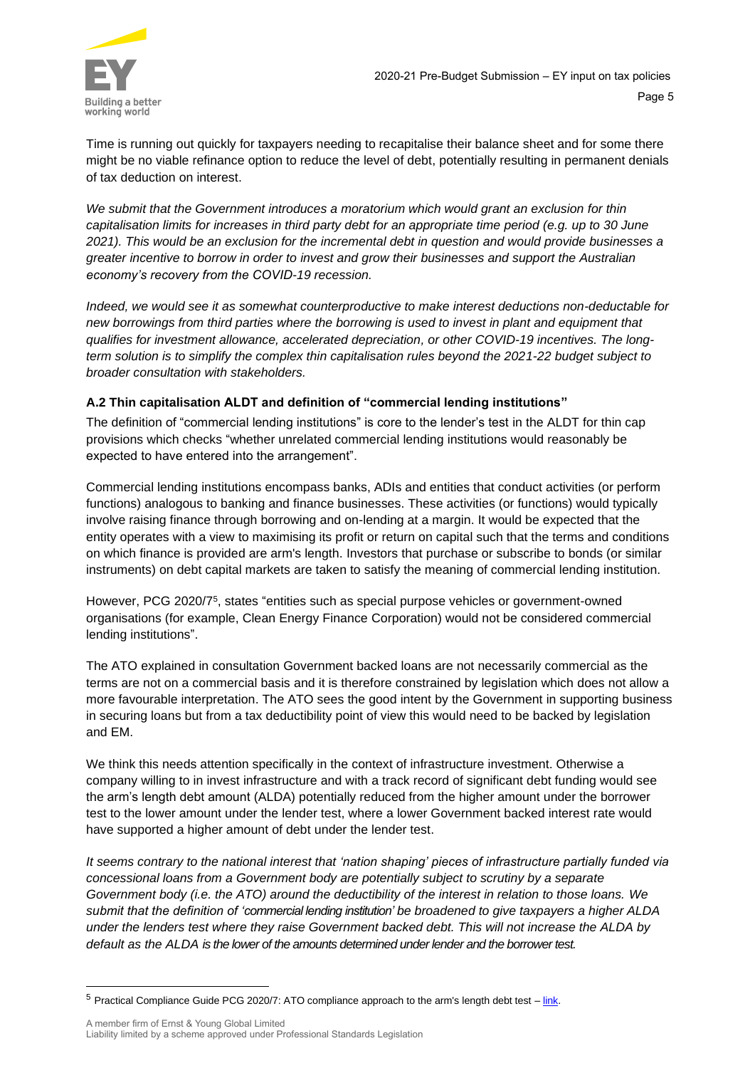Time is running out quickly for taxpayers needing to recapitalise their balance sheet and for some there might be no viable refinance option to reduce the level of debt, potentially resulting in permanent denials of tax deduction on interest.

*We submit that the Government introduces a moratorium which would grant an exclusion for thin capitalisation limits for increases in third party debt for an appropriate time period (e.g. up to 30 June 2021). This would be an exclusion for the incremental debt in question and would provide businesses a greater incentive to borrow in order to invest and grow their businesses and support the Australian economy's recovery from the COVID-19 recession.*

*Indeed, we would see it as somewhat counterproductive to make interest deductions non-deductable for new borrowings from third parties where the borrowing is used to invest in plant and equipment that qualifies for investment allowance, accelerated depreciation, or other COVID-19 incentives. The long-term solution is to simplify the complex thin capitalisation rules beyond the 2021-22 budget subject to broader consultation with stakeholders.*

### A.2 Thin capitalisation ALDT and definition of "commercial lending institutions"

The definition of "commercial lending institutions" is core to the lender's test in the ALDT for thin cap provisions which checks "whether unrelated commercial lending institutions would reasonably be expected to have entered into the arrangement".

Commercial lending institutions encompass banks, ADIs and entities that conduct activities (or perform functions) analogous to banking and finance businesses. These activities (or functions) would typically involve raising finance through borrowing and on-lending at a margin. It would be expected that the entity operates with a view to maximising its profit or return on capital such that the terms and conditions on which finance is provided are arm's length. Investors that purchase or subscribe to bonds (or similar instruments) on debt capital markets are taken to satisfy the meaning of commercial lending institution.

However, PCG 2020/7[5], states "entities such as special purpose vehicles or government-owned organisations (for example, Clean Energy Finance Corporation) would not be considered commercial lending institutions".

The ATO explained in consultation Government backed loans are not necessarily commercial as the terms are not on a commercial basis and it is therefore constrained by legislation which does not allow a more favourable interpretation. The ATO sees the good intent by the Government in supporting business in securing loans but from a tax deductibility point of view this would need to be backed by legislation and EM.

We think this needs attention specifically in the context of infrastructure investment. Otherwise a company willing to in invest infrastructure and with a track record of significant debt funding would see the arm's length debt amount (ALDA) potentially reduced from the higher amount under the borrower test to the lower amount under the lender test, where a lower Government backed interest rate would have supported a higher amount of debt under the lender test.

*It seems contrary to the national interest that 'nation shaping' pieces of infrastructure partially funded via concessional loans from a Government body are potentially subject to scrutiny by a separate Government body (i.e. the ATO) around the deductibility of the interest in relation to those loans. We submit that the definition of 'commercial lending institution' be broadened to give taxpayers a higher ALDA under the lenders test where they raise Government backed debt. This will not increase the ALDA by default as the ALDA is the lower of the amounts determined under lender and the borrower test.*

---

[5] Practical Compliance Guide PCG 2020/7: ATO compliance approach to the arm's length debt test – link.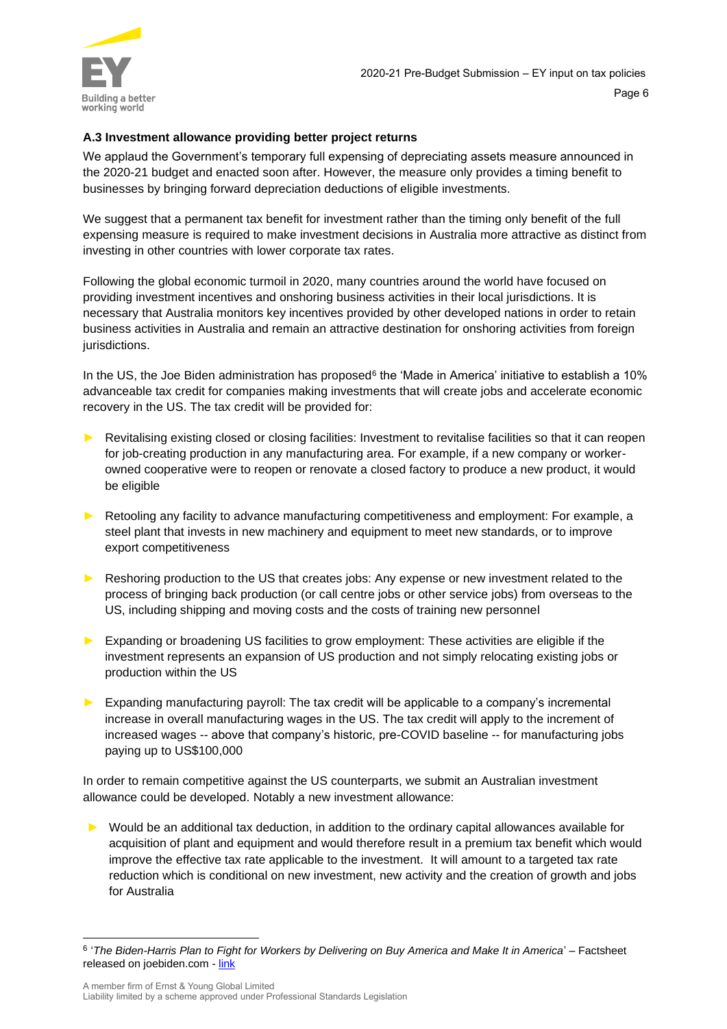### A.3 Investment allowance providing better project returns

We applaud the Government's temporary full expensing of depreciating assets measure announced in the 2020-21 budget and enacted soon after. However, the measure only provides a timing benefit to businesses by bringing forward depreciation deductions of eligible investments.

We suggest that a permanent tax benefit for investment rather than the timing only benefit of the full expensing measure is required to make investment decisions in Australia more attractive as distinct from investing in other countries with lower corporate tax rates.

Following the global economic turmoil in 2020, many countries around the world have focused on providing investment incentives and onshoring business activities in their local jurisdictions. It is necessary that Australia monitors key incentives provided by other developed nations in order to retain business activities in Australia and remain an attractive destination for onshoring activities from foreign jurisdictions.

In the US, the Joe Biden administration has proposed[6] the 'Made in America' initiative to establish a 10% advanceable tax credit for companies making investments that will create jobs and accelerate economic recovery in the US. The tax credit will be provided for:

- Revitalising existing closed or closing facilities: Investment to revitalise facilities so that it can reopen for job-creating production in any manufacturing area. For example, if a new company or worker-owned cooperative were to reopen or renovate a closed factory to produce a new product, it would be eligible
- Retooling any facility to advance manufacturing competitiveness and employment: For example, a steel plant that invests in new machinery and equipment to meet new standards, or to improve export competitiveness
- Reshoring production to the US that creates jobs: Any expense or new investment related to the process of bringing back production (or call centre jobs or other service jobs) from overseas to the US, including shipping and moving costs and the costs of training new personnel
- Expanding or broadening US facilities to grow employment: These activities are eligible if the investment represents an expansion of US production and not simply relocating existing jobs or production within the US
- Expanding manufacturing payroll: The tax credit will be applicable to a company's incremental increase in overall manufacturing wages in the US. The tax credit will apply to the increment of increased wages -- above that company's historic, pre-COVID baseline -- for manufacturing jobs paying up to US$100,000

In order to remain competitive against the US counterparts, we submit an Australian investment allowance could be developed. Notably a new investment allowance:

- Would be an additional tax deduction, in addition to the ordinary capital allowances available for acquisition of plant and equipment and would therefore result in a premium tax benefit which would improve the effective tax rate applicable to the investment. It will amount to a targeted tax rate reduction which is conditional on new investment, new activity and the creation of growth and jobs for Australia

---

[6] '*The Biden-Harris Plan to Fight for Workers by Delivering on Buy America and Make It in America*' – Factsheet released on joebiden.com - link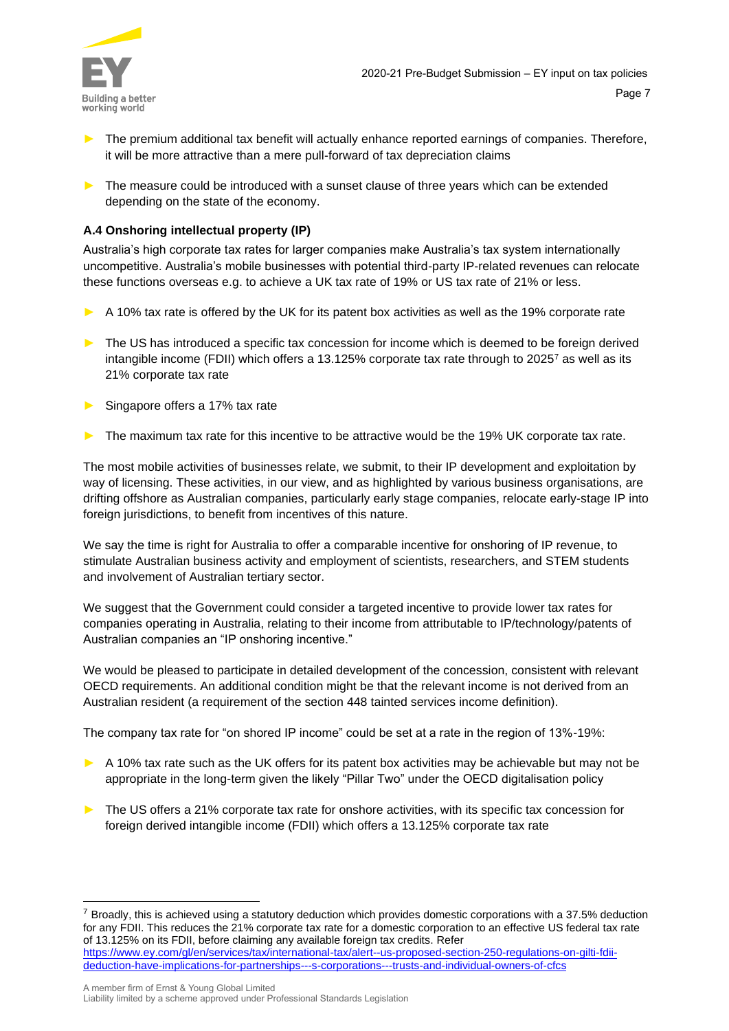- The premium additional tax benefit will actually enhance reported earnings of companies. Therefore, it will be more attractive than a mere pull-forward of tax depreciation claims
- The measure could be introduced with a sunset clause of three years which can be extended depending on the state of the economy.

### A.4 Onshoring intellectual property (IP)

Australia's high corporate tax rates for larger companies make Australia's tax system internationally uncompetitive. Australia's mobile businesses with potential third-party IP-related revenues can relocate these functions overseas e.g. to achieve a UK tax rate of 19% or US tax rate of 21% or less.

- A 10% tax rate is offered by the UK for its patent box activities as well as the 19% corporate rate
- The US has introduced a specific tax concession for income which is deemed to be foreign derived intangible income (FDII) which offers a 13.125% corporate tax rate through to 2025[7] as well as its 21% corporate tax rate
- Singapore offers a 17% tax rate
- The maximum tax rate for this incentive to be attractive would be the 19% UK corporate tax rate.

The most mobile activities of businesses relate, we submit, to their IP development and exploitation by way of licensing. These activities, in our view, and as highlighted by various business organisations, are drifting offshore as Australian companies, particularly early stage companies, relocate early-stage IP into foreign jurisdictions, to benefit from incentives of this nature.

We say the time is right for Australia to offer a comparable incentive for onshoring of IP revenue, to stimulate Australian business activity and employment of scientists, researchers, and STEM students and involvement of Australian tertiary sector.

We suggest that the Government could consider a targeted incentive to provide lower tax rates for companies operating in Australia, relating to their income from attributable to IP/technology/patents of Australian companies an "IP onshoring incentive."

We would be pleased to participate in detailed development of the concession, consistent with relevant OECD requirements. An additional condition might be that the relevant income is not derived from an Australian resident (a requirement of the section 448 tainted services income definition).

The company tax rate for "on shored IP income" could be set at a rate in the region of 13%-19%:

- A 10% tax rate such as the UK offers for its patent box activities may be achievable but may not be appropriate in the long-term given the likely "Pillar Two" under the OECD digitalisation policy
- The US offers a 21% corporate tax rate for onshore activities, with its specific tax concession for foreign derived intangible income (FDII) which offers a 13.125% corporate tax rate

---

[7] Broadly, this is achieved using a statutory deduction which provides domestic corporations with a 37.5% deduction for any FDII. This reduces the 21% corporate tax rate for a domestic corporation to an effective US federal tax rate of 13.125% on its FDII, before claiming any available foreign tax credits. Refer https://www.ey.com/gl/en/services/tax/international-tax/alert--us-proposed-section-250-regulations-on-gilti-fdii-deduction-have-implications-for-partnerships---s-corporations---trusts-and-individual-owners-of-cfcs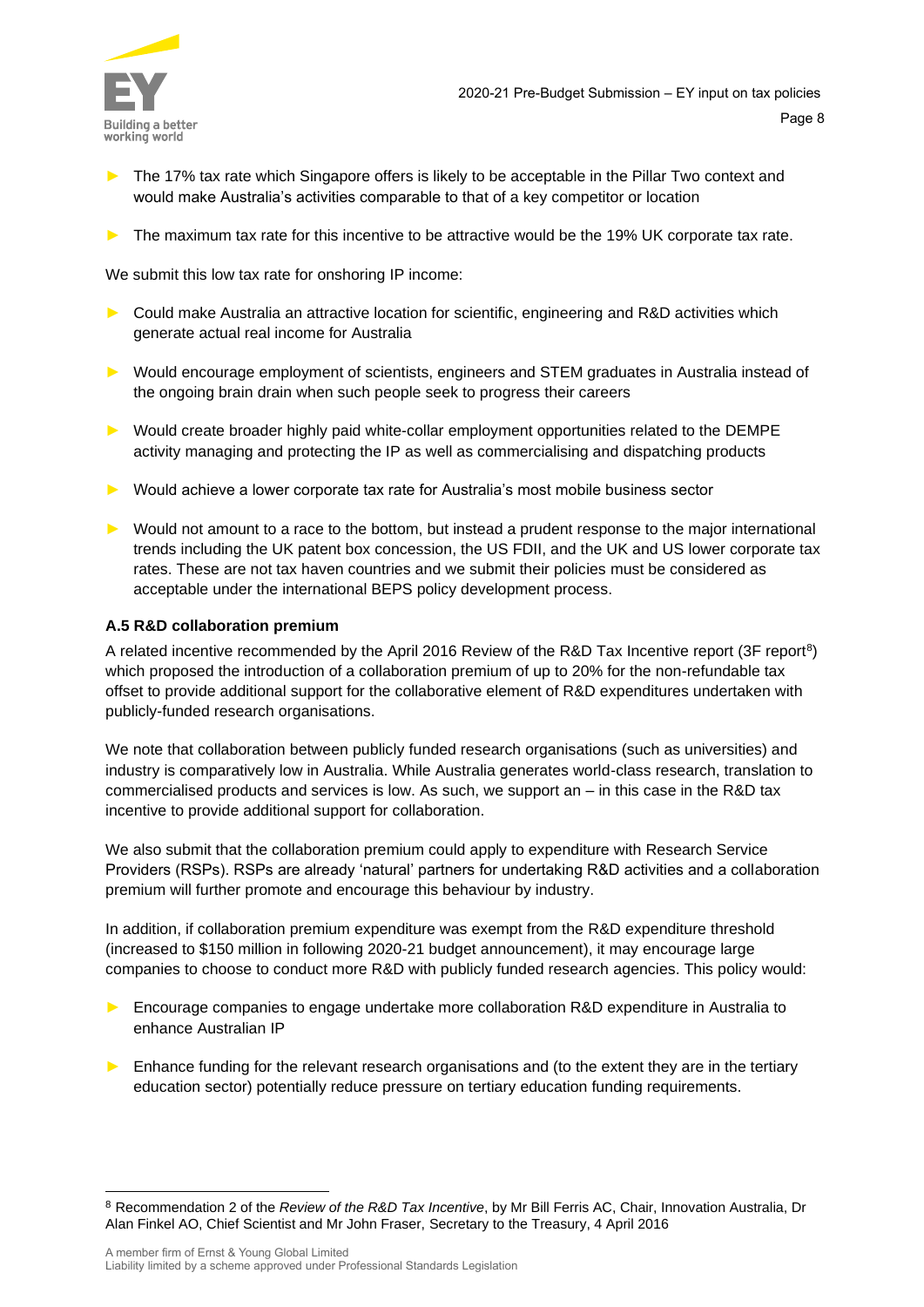- The 17% tax rate which Singapore offers is likely to be acceptable in the Pillar Two context and would make Australia's activities comparable to that of a key competitor or location
- The maximum tax rate for this incentive to be attractive would be the 19% UK corporate tax rate.

We submit this low tax rate for onshoring IP income:

- Could make Australia an attractive location for scientific, engineering and R&D activities which generate actual real income for Australia
- Would encourage employment of scientists, engineers and STEM graduates in Australia instead of the ongoing brain drain when such people seek to progress their careers
- Would create broader highly paid white-collar employment opportunities related to the DEMPE activity managing and protecting the IP as well as commercialising and dispatching products
- Would achieve a lower corporate tax rate for Australia's most mobile business sector
- Would not amount to a race to the bottom, but instead a prudent response to the major international trends including the UK patent box concession, the US FDII, and the UK and US lower corporate tax rates. These are not tax haven countries and we submit their policies must be considered as acceptable under the international BEPS policy development process.

#### A.5 R&D collaboration premium

A related incentive recommended by the April 2016 Review of the R&D Tax Incentive report (3F report[8]) which proposed the introduction of a collaboration premium of up to 20% for the non-refundable tax offset to provide additional support for the collaborative element of R&D expenditures undertaken with publicly-funded research organisations.

We note that collaboration between publicly funded research organisations (such as universities) and industry is comparatively low in Australia. While Australia generates world-class research, translation to commercialised products and services is low. As such, we support an – in this case in the R&D tax incentive to provide additional support for collaboration.

We also submit that the collaboration premium could apply to expenditure with Research Service Providers (RSPs). RSPs are already 'natural' partners for undertaking R&D activities and a collaboration premium will further promote and encourage this behaviour by industry.

In addition, if collaboration premium expenditure was exempt from the R&D expenditure threshold (increased to $150 million in following 2020-21 budget announcement), it may encourage large companies to choose to conduct more R&D with publicly funded research agencies. This policy would:

- Encourage companies to engage undertake more collaboration R&D expenditure in Australia to enhance Australian IP
- Enhance funding for the relevant research organisations and (to the extent they are in the tertiary education sector) potentially reduce pressure on tertiary education funding requirements.

---

[8] Recommendation 2 of the *Review of the R&D Tax Incentive*, by Mr Bill Ferris AC, Chair, Innovation Australia, Dr Alan Finkel AO, Chief Scientist and Mr John Fraser, Secretary to the Treasury, 4 April 2016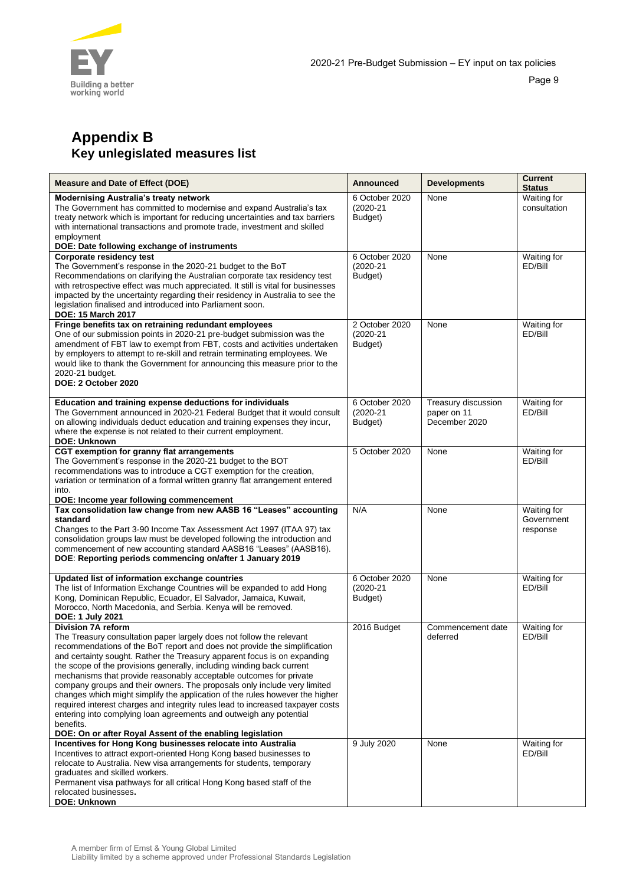# Appendix B
## Key unlegislated measures list

| Measure and Date of Effect (DOE) | Announced | Developments | Current Status |
|---|---|---|---|
| **Modernising Australia's treaty network**<br>The Government has committed to modernise and expand Australia's tax treaty network which is important for reducing uncertainties and tax barriers with international transactions and promote trade, investment and skilled employment<br>**DOE: Date following exchange of instruments** | 6 October 2020 (2020-21 Budget) | None | Waiting for consultation |
| **Corporate residency test**<br>The Government's response in the 2020-21 budget to the BoT Recommendations on clarifying the Australian corporate tax residency test with retrospective effect was much appreciated. It still is vital for businesses impacted by the uncertainty regarding their residency in Australia to see the legislation finalised and introduced into Parliament soon.<br>**DOE: 15 March 2017** | 6 October 2020 (2020-21 Budget) | None | Waiting for ED/Bill |
| **Fringe benefits tax on retraining redundant employees**<br>One of our submission points in 2020-21 pre-budget submission was the amendment of FBT law to exempt from FBT, costs and activities undertaken by employers to attempt to re-skill and retrain terminating employees. We would like to thank the Government for announcing this measure prior to the 2020-21 budget.<br>**DOE: 2 October 2020** | 2 October 2020 (2020-21 Budget) | None | Waiting for ED/Bill |
| **Education and training expense deductions for individuals**<br>The Government announced in 2020-21 Federal Budget that it would consult on allowing individuals deduct education and training expenses they incur, where the expense is not related to their current employment.<br>**DOE: Unknown** | 6 October 2020 (2020-21 Budget) | Treasury discussion paper on 11 December 2020 | Waiting for ED/Bill |
| **CGT exemption for granny flat arrangements**<br>The Government's response in the 2020-21 budget to the BOT recommendations was to introduce a CGT exemption for the creation, variation or termination of a formal written granny flat arrangement entered into.<br>**DOE: Income year following commencement** | 5 October 2020 | None | Waiting for ED/Bill |
| **Tax consolidation law change from new AASB 16 "Leases" accounting standard**<br>Changes to the Part 3-90 Income Tax Assessment Act 1997 (ITAA 97) tax consolidation groups law must be developed following the introduction and commencement of new accounting standard AASB16 "Leases" (AASB16).<br>**DOE: Reporting periods commencing on/after 1 January 2019** | N/A | None | Waiting for Government response |
| **Updated list of information exchange countries**<br>The list of Information Exchange Countries will be expanded to add Hong Kong, Dominican Republic, Ecuador, El Salvador, Jamaica, Kuwait, Morocco, North Macedonia, and Serbia. Kenya will be removed.<br>**DOE: 1 July 2021** | 6 October 2020 (2020-21 Budget) | None | Waiting for ED/Bill |
| **Division 7A reform**<br>The Treasury consultation paper largely does not follow the relevant recommendations of the BoT report and does not provide the simplification and certainty sought. Rather the Treasury apparent focus is on expanding the scope of the provisions generally, including winding back current mechanisms that provide reasonably acceptable outcomes for private company groups and their owners. The proposals only include very limited changes which might simplify the application of the rules however the higher required interest charges and integrity rules lead to increased taxpayer costs entering into complying loan agreements and outweigh any potential benefits.<br>**DOE: On or after Royal Assent of the enabling legislation** | 2016 Budget | Commencement date deferred | Waiting for ED/Bill |
| **Incentives for Hong Kong businesses relocate into Australia**<br>Incentives to attract export-oriented Hong Kong based businesses to relocate to Australia. New visa arrangements for students, temporary graduates and skilled workers.<br>Permanent visa pathways for all critical Hong Kong based staff of the relocated businesses.<br>**DOE: Unknown** | 9 July 2020 | None | Waiting for ED/Bill |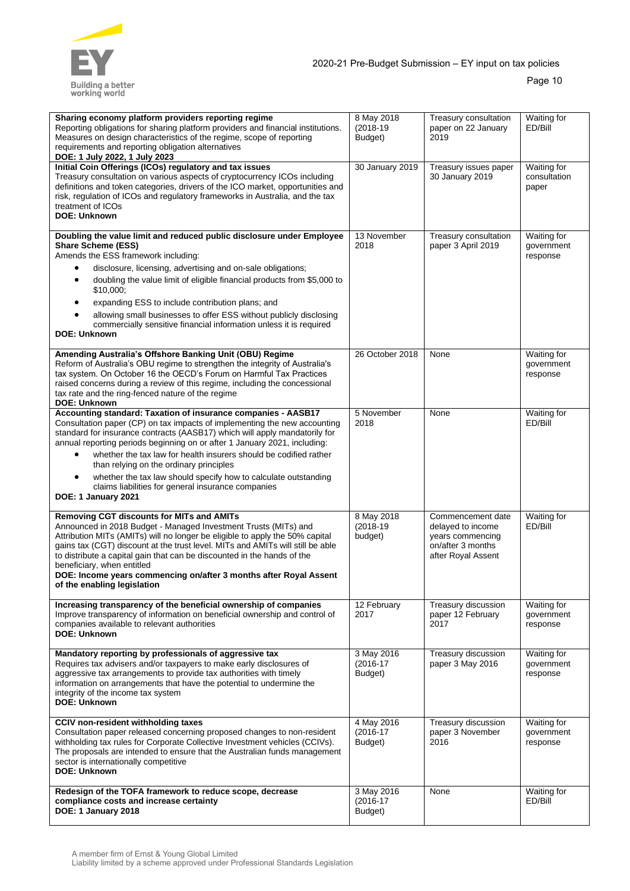| | | | |
|---|---|---|---|
| **Sharing economy platform providers reporting regime**<br>Reporting obligations for sharing platform providers and financial institutions. Measures on design characteristics of the regime, scope of reporting requirements and reporting obligation alternatives<br>**DOE: 1 July 2022, 1 July 2023** | 8 May 2018 (2018-19 Budget) | Treasury consultation paper on 22 January 2019 | Waiting for ED/Bill |
| **Initial Coin Offerings (ICOs) regulatory and tax issues**<br>Treasury consultation on various aspects of cryptocurrency ICOs including definitions and token categories, drivers of the ICO market, opportunities and risk, regulation of ICOs and regulatory frameworks in Australia, and the tax treatment of ICOs<br>**DOE: Unknown** | 30 January 2019 | Treasury issues paper 30 January 2019 | Waiting for consultation paper |
| **Doubling the value limit and reduced public disclosure under Employee Share Scheme (ESS)**<br>Amends the ESS framework including:<br>• disclosure, licensing, advertising and on-sale obligations;<br>• doubling the value limit of eligible financial products from $5,000 to $10,000;<br>• expanding ESS to include contribution plans; and<br>• allowing small businesses to offer ESS without publicly disclosing commercially sensitive financial information unless it is required<br>**DOE: Unknown** | 13 November 2018 | Treasury consultation paper 3 April 2019 | Waiting for government response |
| **Amending Australia's Offshore Banking Unit (OBU) Regime**<br>Reform of Australia's OBU regime to strengthen the integrity of Australia's tax system. On October 16 the OECD's Forum on Harmful Tax Practices raised concerns during a review of this regime, including the concessional tax rate and the ring-fenced nature of the regime<br>**DOE: Unknown** | 26 October 2018 | None | Waiting for government response |
| **Accounting standard: Taxation of insurance companies - AASB17**<br>Consultation paper (CP) on tax impacts of implementing the new accounting standard for insurance contracts (AASB17) which will apply mandatorily for annual reporting periods beginning on or after 1 January 2021, including:<br>• whether the tax law for health insurers should be codified rather than relying on the ordinary principles<br>• whether the tax law should specify how to calculate outstanding claims liabilities for general insurance companies<br>**DOE: 1 January 2021** | 5 November 2018 | None | Waiting for ED/Bill |
| **Removing CGT discounts for MITs and AMITs**<br>Announced in 2018 Budget - Managed Investment Trusts (MITs) and Attribution MITs (AMITs) will no longer be eligible to apply the 50% capital gains tax (CGT) discount at the trust level. MITs and AMITs will still be able to distribute a capital gain that can be discounted in the hands of the beneficiary, when entitled<br>**DOE: Income years commencing on/after 3 months after Royal Assent of the enabling legislation** | 8 May 2018 (2018-19 budget) | Commencement date delayed to income years commencing on/after 3 months after Royal Assent | Waiting for ED/Bill |
| **Increasing transparency of the beneficial ownership of companies**<br>Improve transparency of information on beneficial ownership and control of companies available to relevant authorities<br>**DOE: Unknown** | 12 February 2017 | Treasury discussion paper 12 February 2017 | Waiting for government response |
| **Mandatory reporting by professionals of aggressive tax**<br>Requires tax advisers and/or taxpayers to make early disclosures of aggressive tax arrangements to provide tax authorities with timely information on arrangements that have the potential to undermine the integrity of the income tax system<br>**DOE: Unknown** | 3 May 2016 (2016-17 Budget) | Treasury discussion paper 3 May 2016 | Waiting for government response |
| **CCIV non-resident withholding taxes**<br>Consultation paper released concerning proposed changes to non-resident withholding tax rules for Corporate Collective Investment vehicles (CCIVs). The proposals are intended to ensure that the Australian funds management sector is internationally competitive<br>**DOE: Unknown** | 4 May 2016 (2016-17 Budget) | Treasury discussion paper 3 November 2016 | Waiting for government response |
| **Redesign of the TOFA framework to reduce scope, decrease compliance costs and increase certainty**<br>**DOE: 1 January 2018** | 3 May 2016 (2016-17 Budget) | None | Waiting for ED/Bill |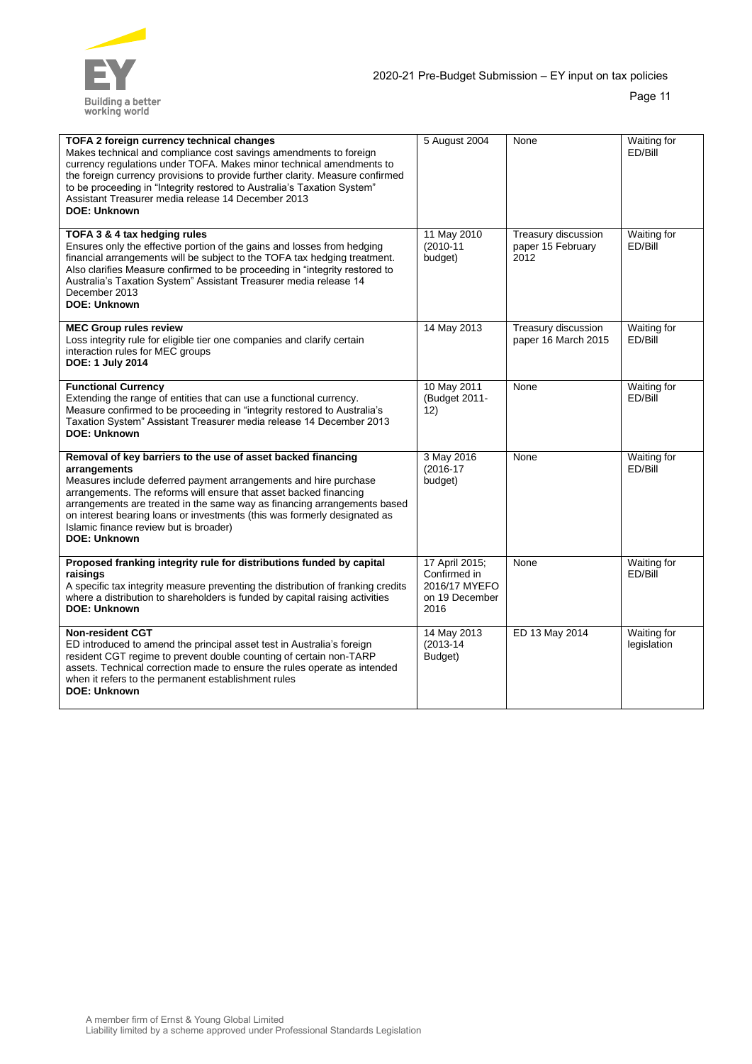| | | | |
|---|---|---|---|
| **TOFA 2 foreign currency technical changes**<br>Makes technical and compliance cost savings amendments to foreign currency regulations under TOFA. Makes minor technical amendments to the foreign currency provisions to provide further clarity. Measure confirmed to be proceeding in "Integrity restored to Australia's Taxation System" Assistant Treasurer media release 14 December 2013<br>**DOE: Unknown** | 5 August 2004 | None | Waiting for ED/Bill |
| **TOFA 3 & 4 tax hedging rules**<br>Ensures only the effective portion of the gains and losses from hedging financial arrangements will be subject to the TOFA tax hedging treatment. Also clarifies Measure confirmed to be proceeding in "integrity restored to Australia's Taxation System" Assistant Treasurer media release 14 December 2013<br>**DOE: Unknown** | 11 May 2010 (2010-11 budget) | Treasury discussion paper 15 February 2012 | Waiting for ED/Bill |
| **MEC Group rules review**<br>Loss integrity rule for eligible tier one companies and clarify certain interaction rules for MEC groups<br>**DOE: 1 July 2014** | 14 May 2013 | Treasury discussion paper 16 March 2015 | Waiting for ED/Bill |
| **Functional Currency**<br>Extending the range of entities that can use a functional currency. Measure confirmed to be proceeding in "integrity restored to Australia's Taxation System" Assistant Treasurer media release 14 December 2013<br>**DOE: Unknown** | 10 May 2011 (Budget 2011-12) | None | Waiting for ED/Bill |
| **Removal of key barriers to the use of asset backed financing arrangements**<br>Measures include deferred payment arrangements and hire purchase arrangements. The reforms will ensure that asset backed financing arrangements are treated in the same way as financing arrangements based on interest bearing loans or investments (this was formerly designated as Islamic finance review but is broader)<br>**DOE: Unknown** | 3 May 2016 (2016-17 budget) | None | Waiting for ED/Bill |
| **Proposed franking integrity rule for distributions funded by capital raisings**<br>A specific tax integrity measure preventing the distribution of franking credits where a distribution to shareholders is funded by capital raising activities<br>**DOE: Unknown** | 17 April 2015; Confirmed in 2016/17 MYEFO on 19 December 2016 | None | Waiting for ED/Bill |
| **Non-resident CGT**<br>ED introduced to amend the principal asset test in Australia's foreign resident CGT regime to prevent double counting of certain non-TARP assets. Technical correction made to ensure the rules operate as intended when it refers to the permanent establishment rules<br>**DOE: Unknown** | 14 May 2013 (2013-14 Budget) | ED 13 May 2014 | Waiting for legislation |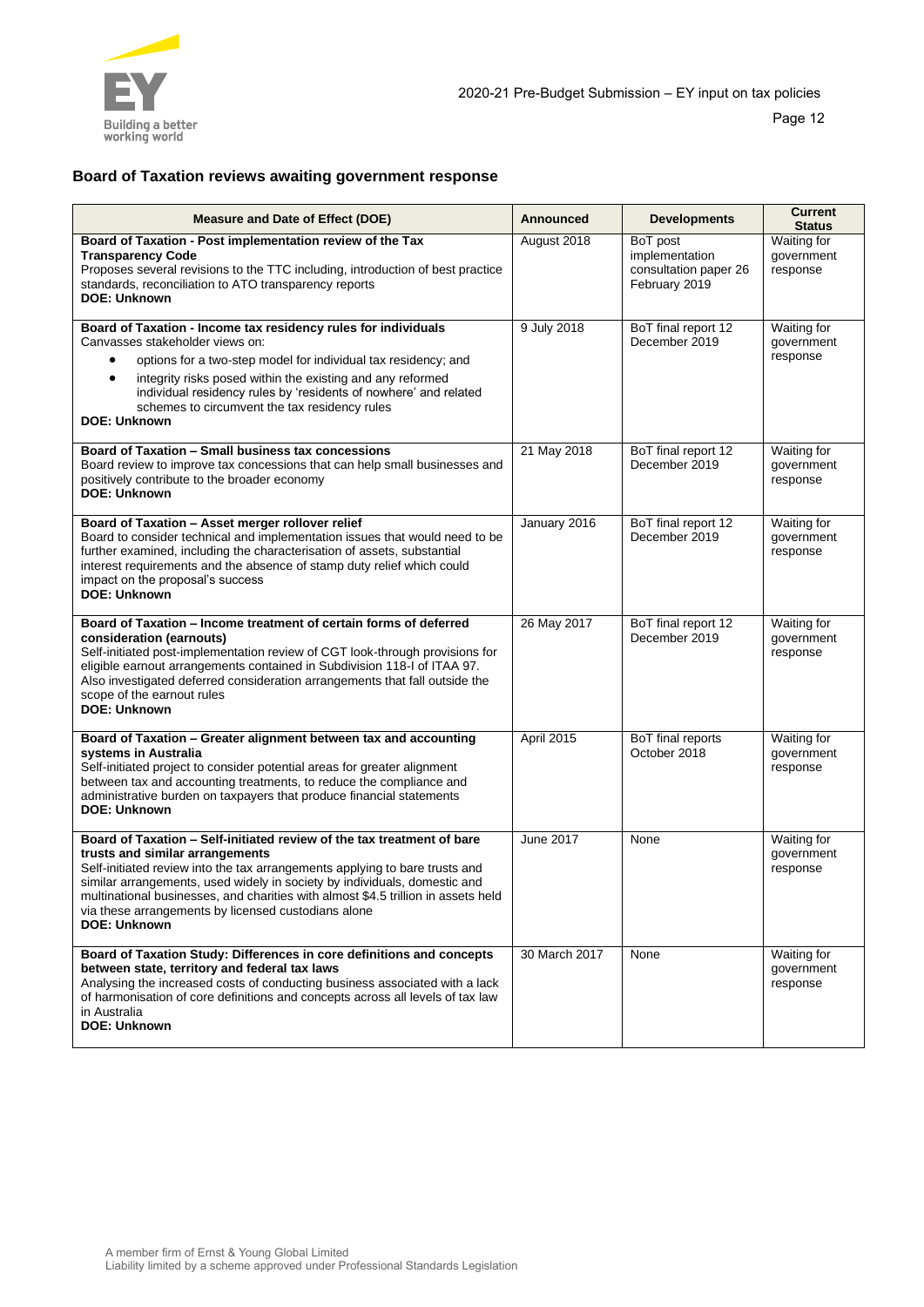## Board of Taxation reviews awaiting government response

| Measure and Date of Effect (DOE) | Announced | Developments | Current Status |
|---|---|---|---|
| **Board of Taxation - Post implementation review of the Tax Transparency Code**<br>Proposes several revisions to the TTC including, introduction of best practice standards, reconciliation to ATO transparency reports<br>**DOE: Unknown** | August 2018 | BoT post implementation consultation paper 26 February 2019 | Waiting for government response |
| **Board of Taxation - Income tax residency rules for individuals**<br>Canvasses stakeholder views on:<br>• options for a two-step model for individual tax residency; and<br>• integrity risks posed within the existing and any reformed individual residency rules by 'residents of nowhere' and related schemes to circumvent the tax residency rules<br>**DOE: Unknown** | 9 July 2018 | BoT final report 12 December 2019 | Waiting for government response |
| **Board of Taxation – Small business tax concessions**<br>Board review to improve tax concessions that can help small businesses and positively contribute to the broader economy<br>**DOE: Unknown** | 21 May 2018 | BoT final report 12 December 2019 | Waiting for government response |
| **Board of Taxation – Asset merger rollover relief**<br>Board to consider technical and implementation issues that would need to be further examined, including the characterisation of assets, substantial interest requirements and the absence of stamp duty relief which could impact on the proposal's success<br>**DOE: Unknown** | January 2016 | BoT final report 12 December 2019 | Waiting for government response |
| **Board of Taxation – Income treatment of certain forms of deferred consideration (earnouts)**<br>Self-initiated post-implementation review of CGT look-through provisions for eligible earnout arrangements contained in Subdivision 118-I of ITAA 97. Also investigated deferred consideration arrangements that fall outside the scope of the earnout rules<br>**DOE: Unknown** | 26 May 2017 | BoT final report 12 December 2019 | Waiting for government response |
| **Board of Taxation – Greater alignment between tax and accounting systems in Australia**<br>Self-initiated project to consider potential areas for greater alignment between tax and accounting treatments, to reduce the compliance and administrative burden on taxpayers that produce financial statements<br>**DOE: Unknown** | April 2015 | BoT final reports October 2018 | Waiting for government response |
| **Board of Taxation – Self-initiated review of the tax treatment of bare trusts and similar arrangements**<br>Self-initiated review into the tax arrangements applying to bare trusts and similar arrangements, used widely in society by individuals, domestic and multinational businesses, and charities with almost $4.5 trillion in assets held via these arrangements by licensed custodians alone<br>**DOE: Unknown** | June 2017 | None | Waiting for government response |
| **Board of Taxation Study: Differences in core definitions and concepts between state, territory and federal tax laws**<br>Analysing the increased costs of conducting business associated with a lack of harmonisation of core definitions and concepts across all levels of tax law in Australia<br>**DOE: Unknown** | 30 March 2017 | None | Waiting for government response |

A member firm of Ernst & Young Global Limited
Liability limited by a scheme approved under Professional Standards Legislation